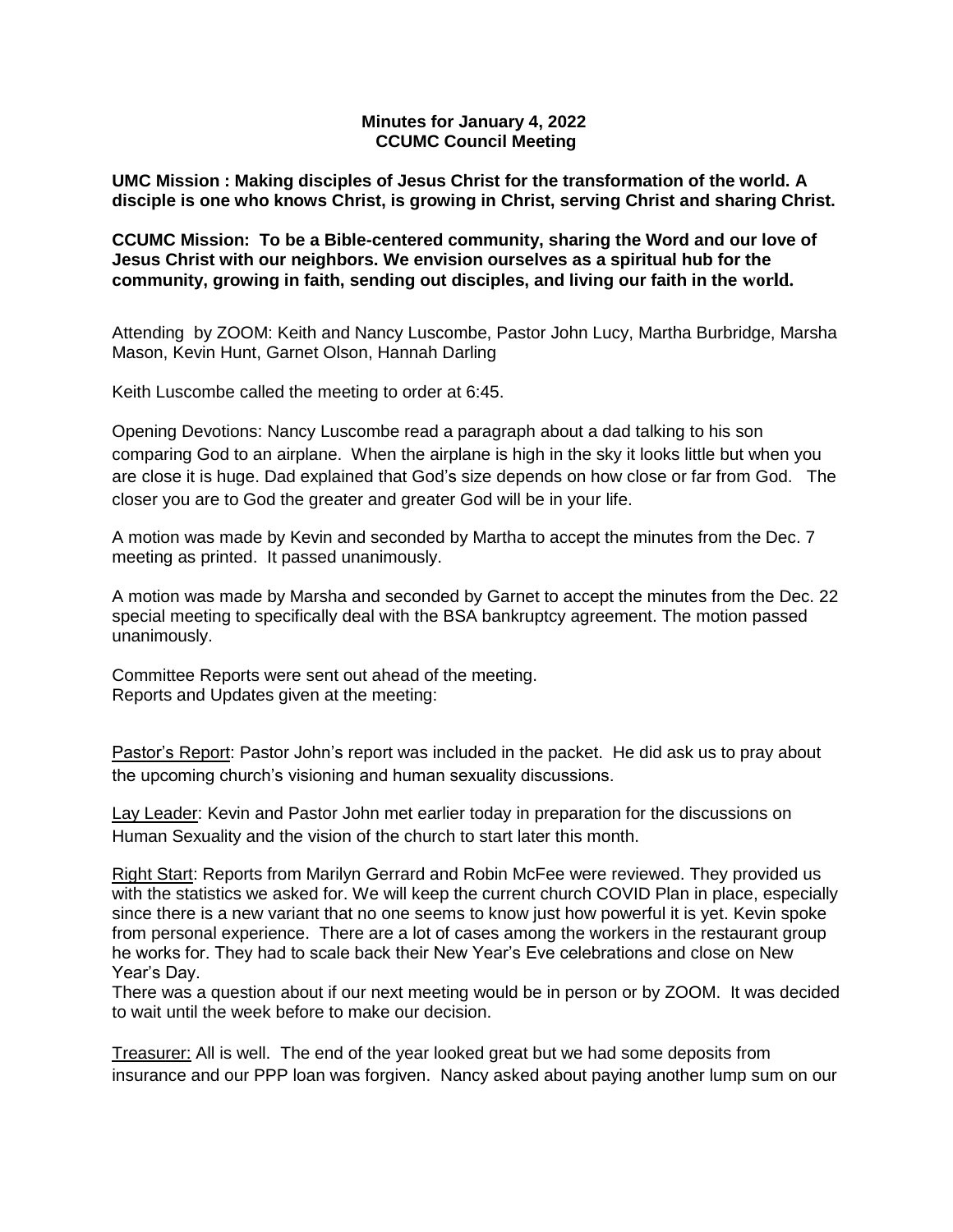**Minutes for January 4, 2022**
**CCUMC Council Meeting**

**UMC Mission : Making disciples of Jesus Christ for the transformation of the world. A disciple is one who knows Christ, is growing in Christ, serving Christ and sharing Christ.**

**CCUMC Mission: To be a Bible-centered community, sharing the Word and our love of Jesus Christ with our neighbors. We envision ourselves as a spiritual hub for the community, growing in faith, sending out disciples, and living our faith in the world.**

Attending by ZOOM: Keith and Nancy Luscombe, Pastor John Lucy, Martha Burbridge, Marsha Mason, Kevin Hunt, Garnet Olson, Hannah Darling

Keith Luscombe called the meeting to order at 6:45.

Opening Devotions: Nancy Luscombe read a paragraph about a dad talking to his son comparing God to an airplane. When the airplane is high in the sky it looks little but when you are close it is huge. Dad explained that God's size depends on how close or far from God. The closer you are to God the greater and greater God will be in your life.

A motion was made by Kevin and seconded by Martha to accept the minutes from the Dec. 7 meeting as printed. It passed unanimously.

A motion was made by Marsha and seconded by Garnet to accept the minutes from the Dec. 22 special meeting to specifically deal with the BSA bankruptcy agreement. The motion passed unanimously.

Committee Reports were sent out ahead of the meeting.
Reports and Updates given at the meeting:

<u>Pastor's Report</u>: Pastor John's report was included in the packet. He did ask us to pray about the upcoming church's visioning and human sexuality discussions.

<u>Lay Leader</u>: Kevin and Pastor John met earlier today in preparation for the discussions on Human Sexuality and the vision of the church to start later this month.

<u>Right Start</u>: Reports from Marilyn Gerrard and Robin McFee were reviewed. They provided us with the statistics we asked for. We will keep the current church COVID Plan in place, especially since there is a new variant that no one seems to know just how powerful it is yet. Kevin spoke from personal experience. There are a lot of cases among the workers in the restaurant group he works for. They had to scale back their New Year's Eve celebrations and close on New Year's Day.
There was a question about if our next meeting would be in person or by ZOOM. It was decided to wait until the week before to make our decision.

<u>Treasurer:</u> All is well. The end of the year looked great but we had some deposits from insurance and our PPP loan was forgiven. Nancy asked about paying another lump sum on our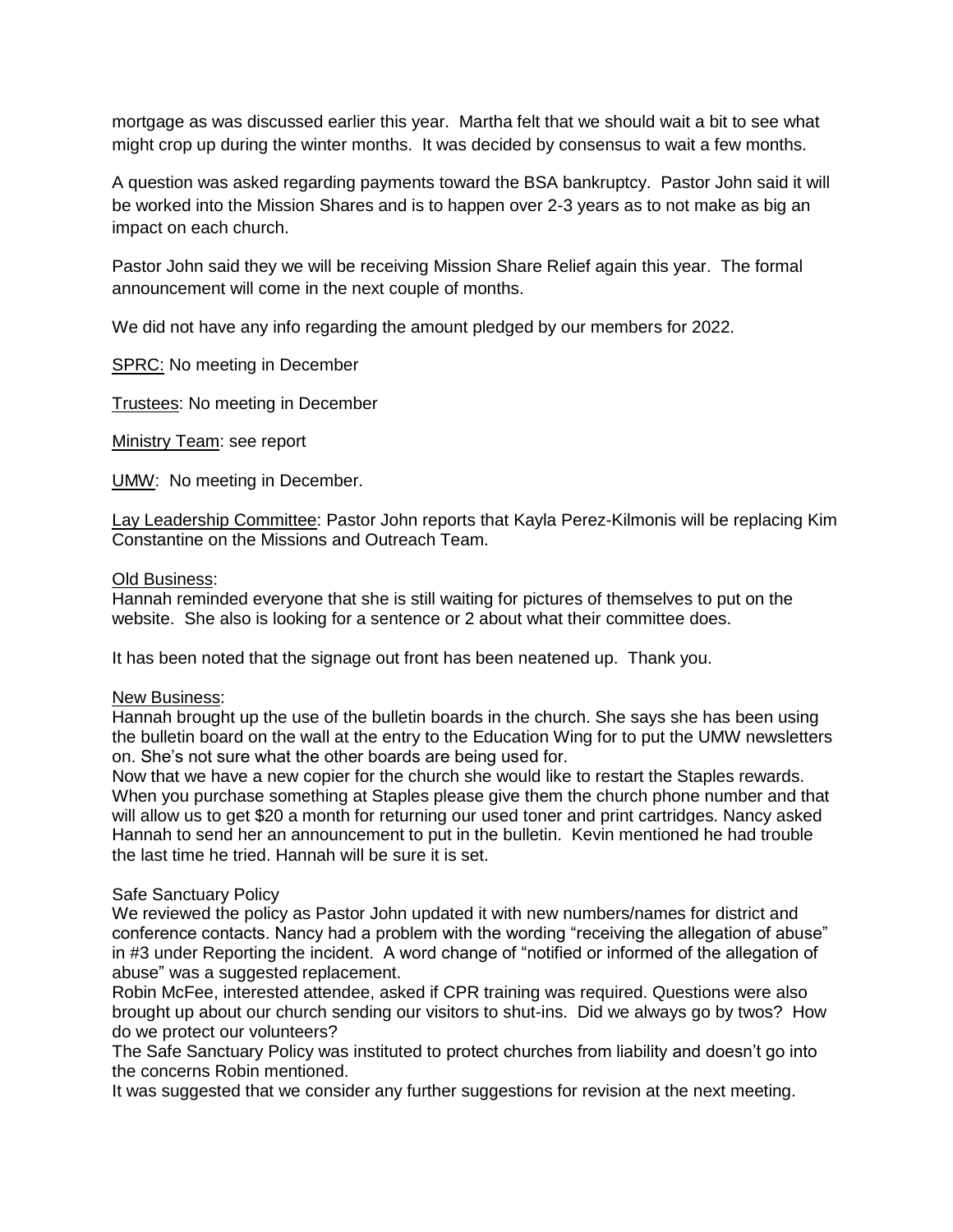mortgage as was discussed earlier this year. Martha felt that we should wait a bit to see what might crop up during the winter months. It was decided by consensus to wait a few months.

A question was asked regarding payments toward the BSA bankruptcy. Pastor John said it will be worked into the Mission Shares and is to happen over 2-3 years as to not make as big an impact on each church.

Pastor John said they we will be receiving Mission Share Relief again this year. The formal announcement will come in the next couple of months.

We did not have any info regarding the amount pledged by our members for 2022.

<u>SPRC:</u> No meeting in December

<u>Trustees</u>: No meeting in December

<u>Ministry Team</u>: see report

<u>UMW</u>: No meeting in December.

<u>Lay Leadership Committee</u>: Pastor John reports that Kayla Perez-Kilmonis will be replacing Kim Constantine on the Missions and Outreach Team.

<u>Old Business</u>:
Hannah reminded everyone that she is still waiting for pictures of themselves to put on the website. She also is looking for a sentence or 2 about what their committee does.

It has been noted that the signage out front has been neatened up. Thank you.

<u>New Business</u>:
Hannah brought up the use of the bulletin boards in the church. She says she has been using the bulletin board on the wall at the entry to the Education Wing for to put the UMW newsletters on. She's not sure what the other boards are being used for.
Now that we have a new copier for the church she would like to restart the Staples rewards. When you purchase something at Staples please give them the church phone number and that will allow us to get $20 a month for returning our used toner and print cartridges. Nancy asked Hannah to send her an announcement to put in the bulletin. Kevin mentioned he had trouble the last time he tried. Hannah will be sure it is set.

Safe Sanctuary Policy
We reviewed the policy as Pastor John updated it with new numbers/names for district and conference contacts. Nancy had a problem with the wording "receiving the allegation of abuse" in #3 under Reporting the incident. A word change of "notified or informed of the allegation of abuse" was a suggested replacement.
Robin McFee, interested attendee, asked if CPR training was required. Questions were also brought up about our church sending our visitors to shut-ins. Did we always go by twos? How do we protect our volunteers?
The Safe Sanctuary Policy was instituted to protect churches from liability and doesn't go into the concerns Robin mentioned.
It was suggested that we consider any further suggestions for revision at the next meeting.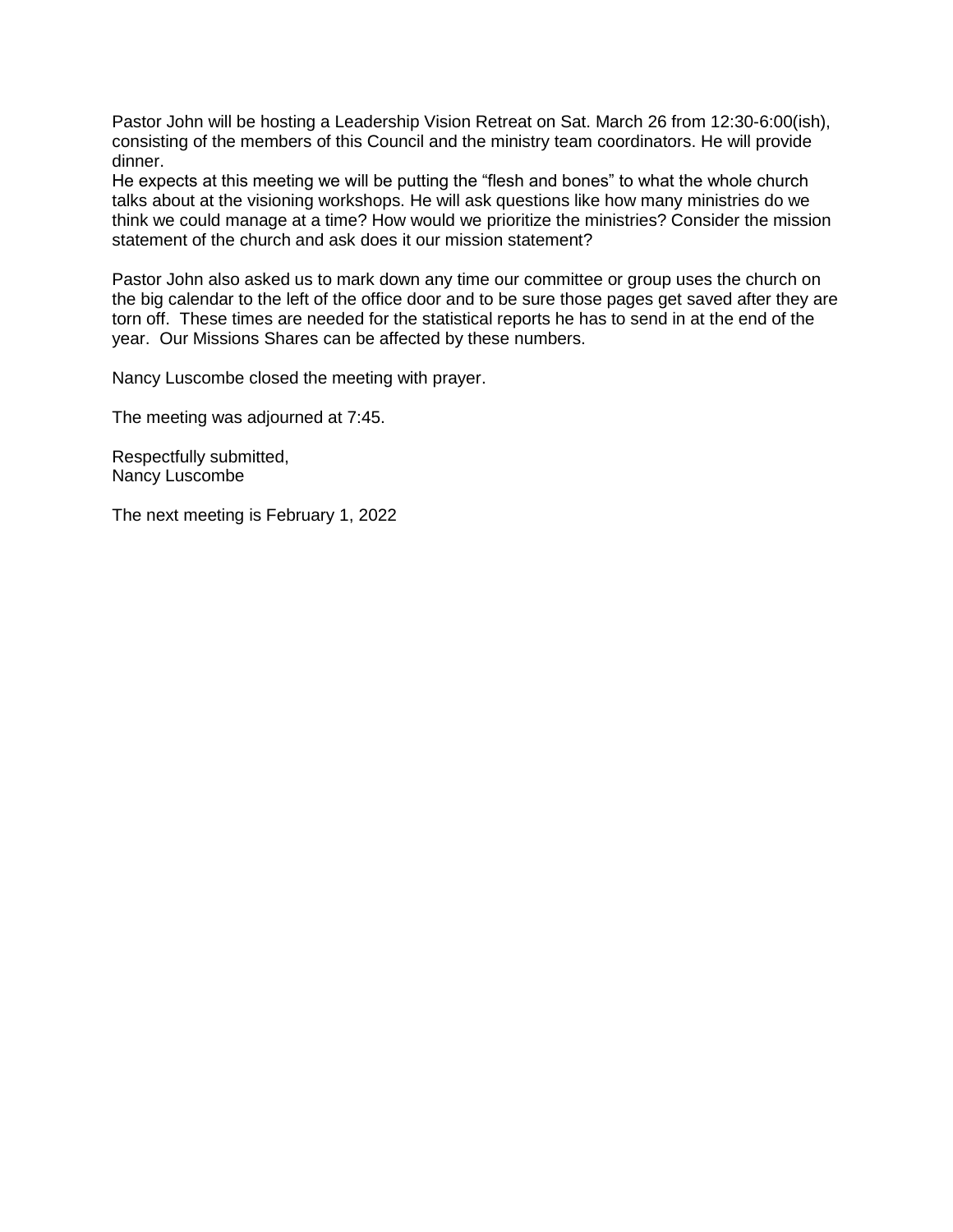Pastor John will be hosting a Leadership Vision Retreat on Sat. March 26 from 12:30-6:00(ish), consisting of the members of this Council and the ministry team coordinators. He will provide dinner.
He expects at this meeting we will be putting the "flesh and bones" to what the whole church talks about at the visioning workshops. He will ask questions like how many ministries do we think we could manage at a time? How would we prioritize the ministries? Consider the mission statement of the church and ask does it our mission statement?

Pastor John also asked us to mark down any time our committee or group uses the church on the big calendar to the left of the office door and to be sure those pages get saved after they are torn off. These times are needed for the statistical reports he has to send in at the end of the year. Our Missions Shares can be affected by these numbers.

Nancy Luscombe closed the meeting with prayer.

The meeting was adjourned at 7:45.

Respectfully submitted,
Nancy Luscombe

The next meeting is February 1, 2022